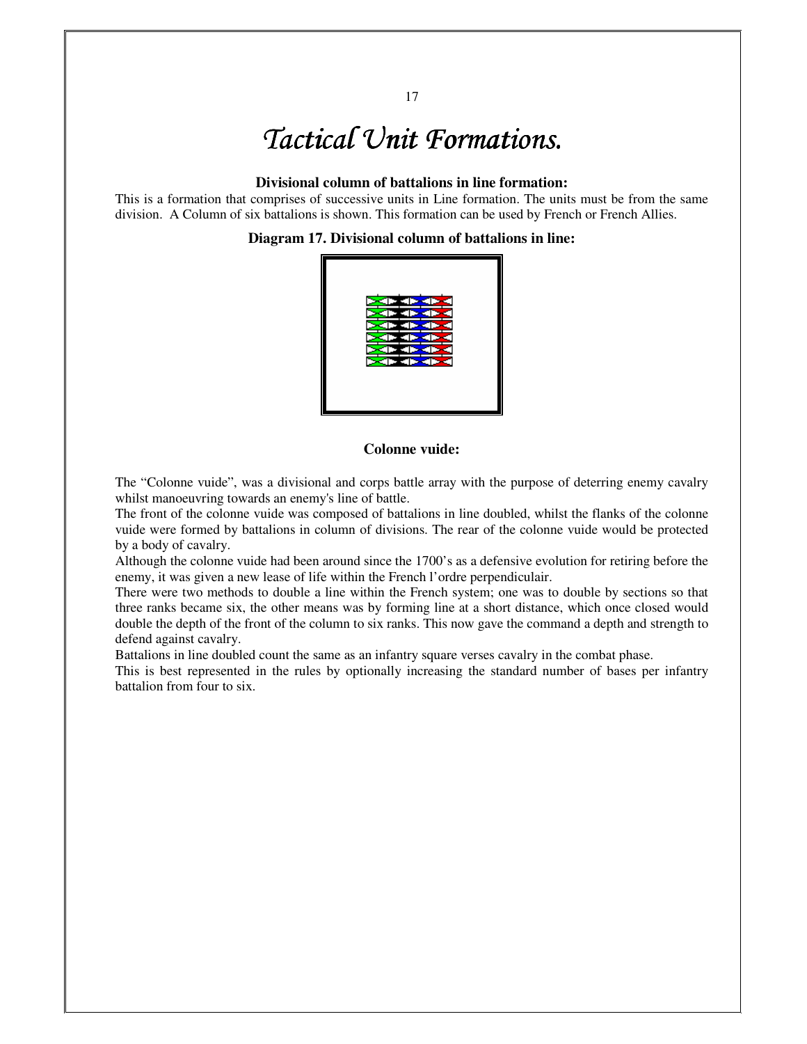# Tactical Unit Formations.

**Divisional column of battalions in line formation:**

This is a formation that comprises of successive units in Line formation. The units must be from the same division. A Column of six battalions is shown. This formation can be used by French or French Allies.

**Diagram 17. Divisional column of battalions in line:**

**Colonne vuide:**

The "Colonne vuide", was a divisional and corps battle array with the purpose of deterring enemy cavalry whilst manoeuvring towards an enemy's line of battle.

The front of the colonne vuide was composed of battalions in line doubled, whilst the flanks of the colonne vuide were formed by battalions in column of divisions. The rear of the colonne vuide would be protected by a body of cavalry.

Although the colonne vuide had been around since the 1700's as a defensive evolution for retiring before the enemy, it was given a new lease of life within the French l'ordre perpendiculair.

There were two methods to double a line within the French system; one was to double by sections so that three ranks became six, the other means was by forming line at a short distance, which once closed would double the depth of the front of the column to six ranks. This now gave the command a depth and strength to defend against cavalry.

Battalions in line doubled count the same as an infantry square verses cavalry in the combat phase.

This is best represented in the rules by optionally increasing the standard number of bases per infantry battalion from four to six.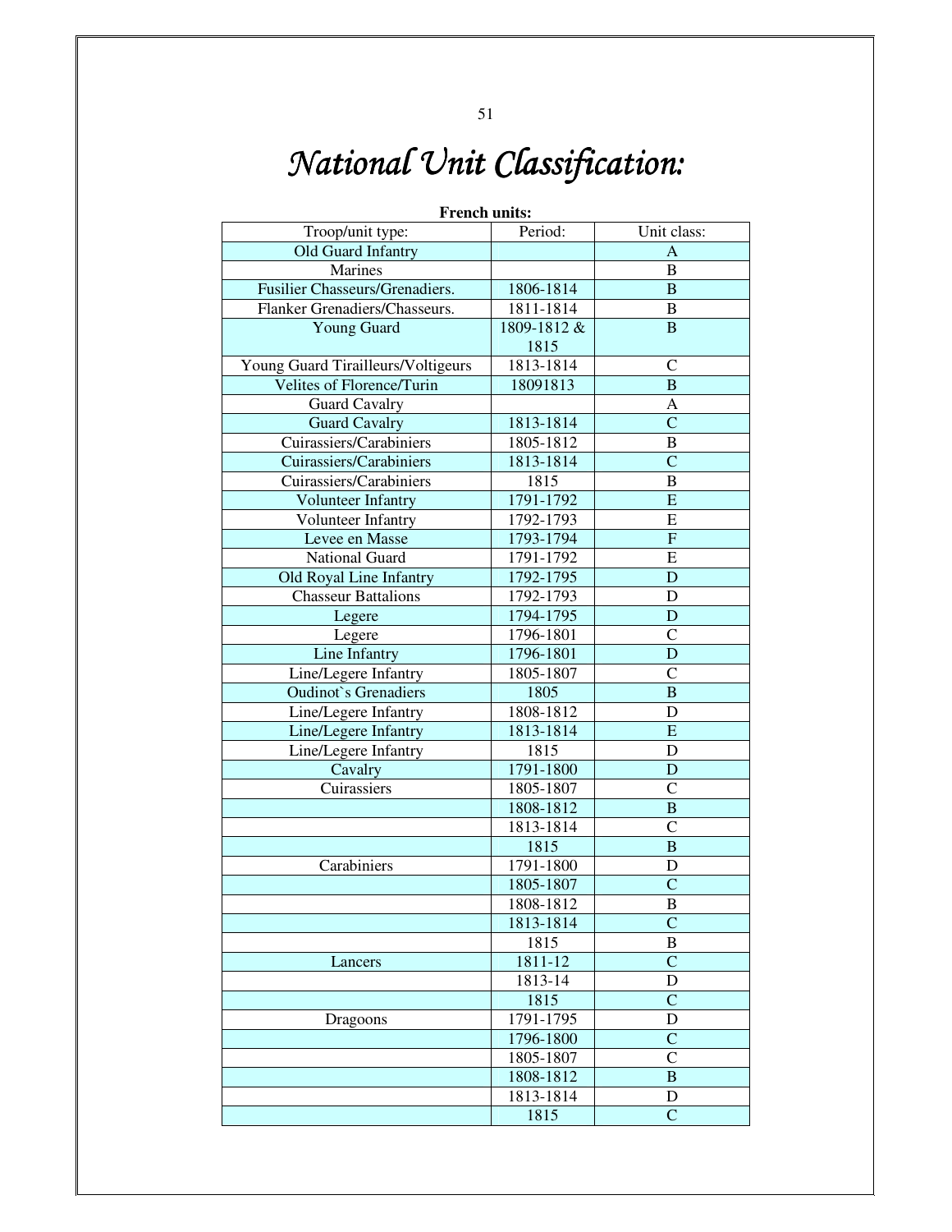# *National Unit Classification:*

**French units:**

| Troop/unit type: | Period: | Unit class: |
|---|---|---|
| Old Guard Infantry | | A |
| Marines | | B |
| Fusilier Chasseurs/Grenadiers. | 1806-1814 | B |
| Flanker Grenadiers/Chasseurs. | 1811-1814 | B |
| Young Guard | 1809-1812 & 1815 | B |
| Young Guard Tirailleurs/Voltigeurs | 1813-1814 | C |
| Velites of Florence/Turin | 18091813 | B |
| Guard Cavalry | | A |
| Guard Cavalry | 1813-1814 | C |
| Cuirassiers/Carabiniers | 1805-1812 | B |
| Cuirassiers/Carabiniers | 1813-1814 | C |
| Cuirassiers/Carabiniers | 1815 | B |
| Volunteer Infantry | 1791-1792 | E |
| Volunteer Infantry | 1792-1793 | E |
| Levee en Masse | 1793-1794 | F |
| National Guard | 1791-1792 | E |
| Old Royal Line Infantry | 1792-1795 | D |
| Chasseur Battalions | 1792-1793 | D |
| Legere | 1794-1795 | D |
| Legere | 1796-1801 | C |
| Line Infantry | 1796-1801 | D |
| Line/Legere Infantry | 1805-1807 | C |
| Oudinot`s Grenadiers | 1805 | B |
| Line/Legere Infantry | 1808-1812 | D |
| Line/Legere Infantry | 1813-1814 | E |
| Line/Legere Infantry | 1815 | D |
| Cavalry | 1791-1800 | D |
| Cuirassiers | 1805-1807 | C |
| | 1808-1812 | B |
| | 1813-1814 | C |
| | 1815 | B |
| Carabiniers | 1791-1800 | D |
| | 1805-1807 | C |
| | 1808-1812 | B |
| | 1813-1814 | C |
| | 1815 | B |
| Lancers | 1811-12 | C |
| | 1813-14 | D |
| | 1815 | C |
| Dragoons | 1791-1795 | D |
| | 1796-1800 | C |
| | 1805-1807 | C |
| | 1808-1812 | B |
| | 1813-1814 | D |
| | 1815 | C |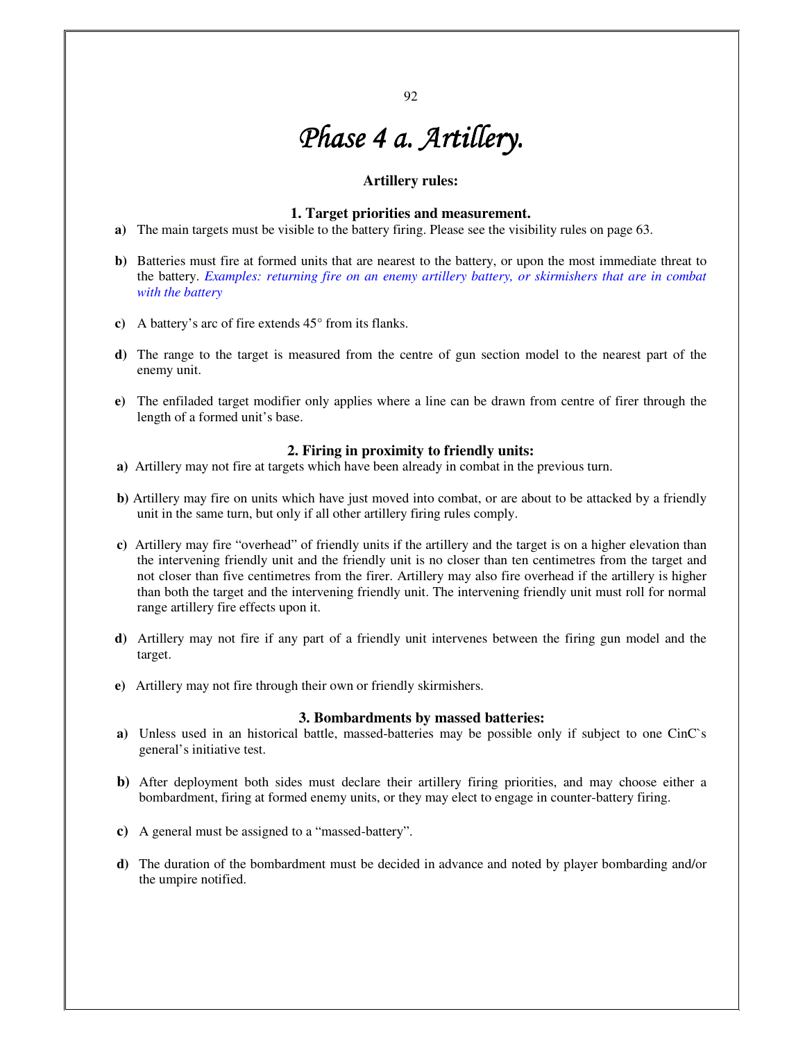# *Phase 4 a. Artillery.*

### Artillery rules:

#### 1. Target priorities and measurement.

**a)** The main targets must be visible to the battery firing. Please see the visibility rules on page 63.

**b)** Batteries must fire at formed units that are nearest to the battery, or upon the most immediate threat to the battery. *Examples: returning fire on an enemy artillery battery, or skirmishers that are in combat with the battery*

**c)** A battery's arc of fire extends 45° from its flanks.

**d)** The range to the target is measured from the centre of gun section model to the nearest part of the enemy unit.

**e)** The enfiladed target modifier only applies where a line can be drawn from centre of firer through the length of a formed unit's base.

#### 2. Firing in proximity to friendly units:

**a)** Artillery may not fire at targets which have been already in combat in the previous turn.

**b)** Artillery may fire on units which have just moved into combat, or are about to be attacked by a friendly unit in the same turn, but only if all other artillery firing rules comply.

**c)** Artillery may fire "overhead" of friendly units if the artillery and the target is on a higher elevation than the intervening friendly unit and the friendly unit is no closer than ten centimetres from the target and not closer than five centimetres from the firer. Artillery may also fire overhead if the artillery is higher than both the target and the intervening friendly unit. The intervening friendly unit must roll for normal range artillery fire effects upon it.

**d)** Artillery may not fire if any part of a friendly unit intervenes between the firing gun model and the target.

**e)** Artillery may not fire through their own or friendly skirmishers.

#### 3. Bombardments by massed batteries:

**a)** Unless used in an historical battle, massed-batteries may be possible only if subject to one CinC`s general's initiative test.

**b)** After deployment both sides must declare their artillery firing priorities, and may choose either a bombardment, firing at formed enemy units, or they may elect to engage in counter-battery firing.

**c)** A general must be assigned to a "massed-battery".

**d)** The duration of the bombardment must be decided in advance and noted by player bombarding and/or the umpire notified.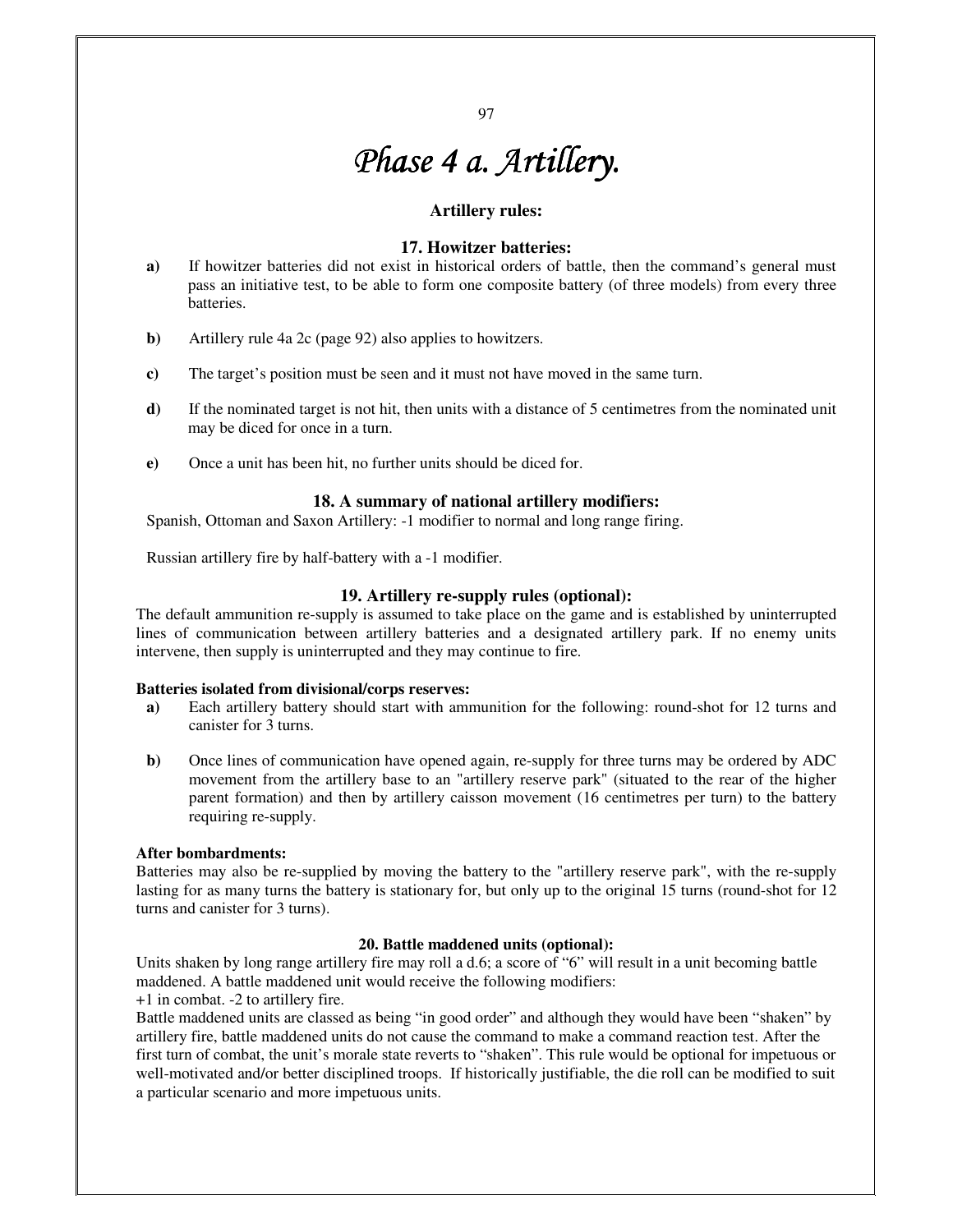# *Phase 4 a. Artillery.*

### Artillery rules:

### 17. Howitzer batteries:

**a)** If howitzer batteries did not exist in historical orders of battle, then the command's general must pass an initiative test, to be able to form one composite battery (of three models) from every three batteries.

**b)** Artillery rule 4a 2c (page 92) also applies to howitzers.

**c)** The target's position must be seen and it must not have moved in the same turn.

**d)** If the nominated target is not hit, then units with a distance of 5 centimetres from the nominated unit may be diced for once in a turn.

**e)** Once a unit has been hit, no further units should be diced for.

### 18. A summary of national artillery modifiers:

Spanish, Ottoman and Saxon Artillery: -1 modifier to normal and long range firing.

Russian artillery fire by half-battery with a -1 modifier.

### 19. Artillery re-supply rules (optional):

The default ammunition re-supply is assumed to take place on the game and is established by uninterrupted lines of communication between artillery batteries and a designated artillery park. If no enemy units intervene, then supply is uninterrupted and they may continue to fire.

**Batteries isolated from divisional/corps reserves:**

**a)** Each artillery battery should start with ammunition for the following: round-shot for 12 turns and canister for 3 turns.

**b)** Once lines of communication have opened again, re-supply for three turns may be ordered by ADC movement from the artillery base to an "artillery reserve park" (situated to the rear of the higher parent formation) and then by artillery caisson movement (16 centimetres per turn) to the battery requiring re-supply.

**After bombardments:**

Batteries may also be re-supplied by moving the battery to the "artillery reserve park", with the re-supply lasting for as many turns the battery is stationary for, but only up to the original 15 turns (round-shot for 12 turns and canister for 3 turns).

### 20. Battle maddened units (optional):

Units shaken by long range artillery fire may roll a d.6; a score of "6" will result in a unit becoming battle maddened. A battle maddened unit would receive the following modifiers:
+1 in combat. -2 to artillery fire.
Battle maddened units are classed as being "in good order" and although they would have been "shaken" by artillery fire, battle maddened units do not cause the command to make a command reaction test. After the first turn of combat, the unit's morale state reverts to "shaken". This rule would be optional for impetuous or well-motivated and/or better disciplined troops. If historically justifiable, the die roll can be modified to suit a particular scenario and more impetuous units.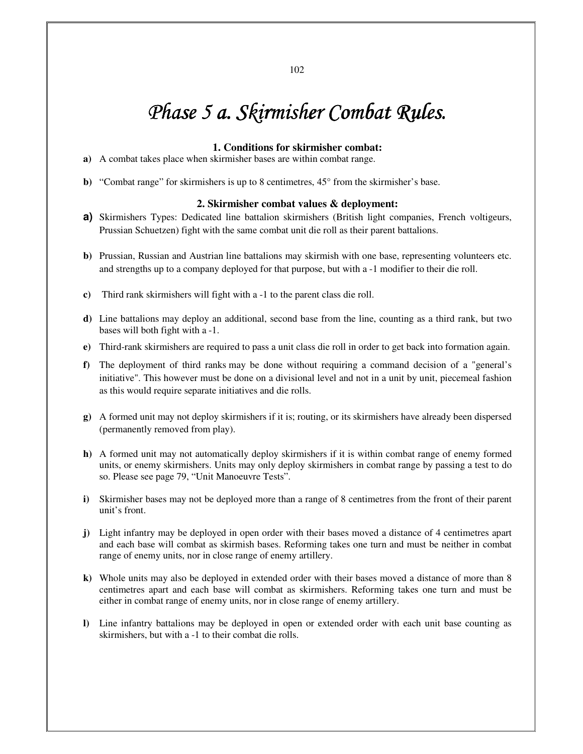# *Phase 5 a. Skirmisher Combat Rules.*

### 1. Conditions for skirmisher combat:

**a)** A combat takes place when skirmisher bases are within combat range.

**b)** "Combat range" for skirmishers is up to 8 centimetres, 45° from the skirmisher's base.

### 2. Skirmisher combat values & deployment:

**a)** Skirmishers Types: Dedicated line battalion skirmishers (British light companies, French voltigeurs, Prussian Schuetzen) fight with the same combat unit die roll as their parent battalions.

**b)** Prussian, Russian and Austrian line battalions may skirmish with one base, representing volunteers etc. and strengths up to a company deployed for that purpose, but with a -1 modifier to their die roll.

**c)** Third rank skirmishers will fight with a -1 to the parent class die roll.

**d)** Line battalions may deploy an additional, second base from the line, counting as a third rank, but two bases will both fight with a -1.

**e)** Third-rank skirmishers are required to pass a unit class die roll in order to get back into formation again.

**f)** The deployment of third ranks may be done without requiring a command decision of a "general's initiative". This however must be done on a divisional level and not in a unit by unit, piecemeal fashion as this would require separate initiatives and die rolls.

**g)** A formed unit may not deploy skirmishers if it is; routing, or its skirmishers have already been dispersed (permanently removed from play).

**h)** A formed unit may not automatically deploy skirmishers if it is within combat range of enemy formed units, or enemy skirmishers. Units may only deploy skirmishers in combat range by passing a test to do so. Please see page 79, "Unit Manoeuvre Tests".

**i)** Skirmisher bases may not be deployed more than a range of 8 centimetres from the front of their parent unit's front.

**j)** Light infantry may be deployed in open order with their bases moved a distance of 4 centimetres apart and each base will combat as skirmish bases. Reforming takes one turn and must be neither in combat range of enemy units, nor in close range of enemy artillery.

**k)** Whole units may also be deployed in extended order with their bases moved a distance of more than 8 centimetres apart and each base will combat as skirmishers. Reforming takes one turn and must be either in combat range of enemy units, nor in close range of enemy artillery.

**l)** Line infantry battalions may be deployed in open or extended order with each unit base counting as skirmishers, but with a -1 to their combat die rolls.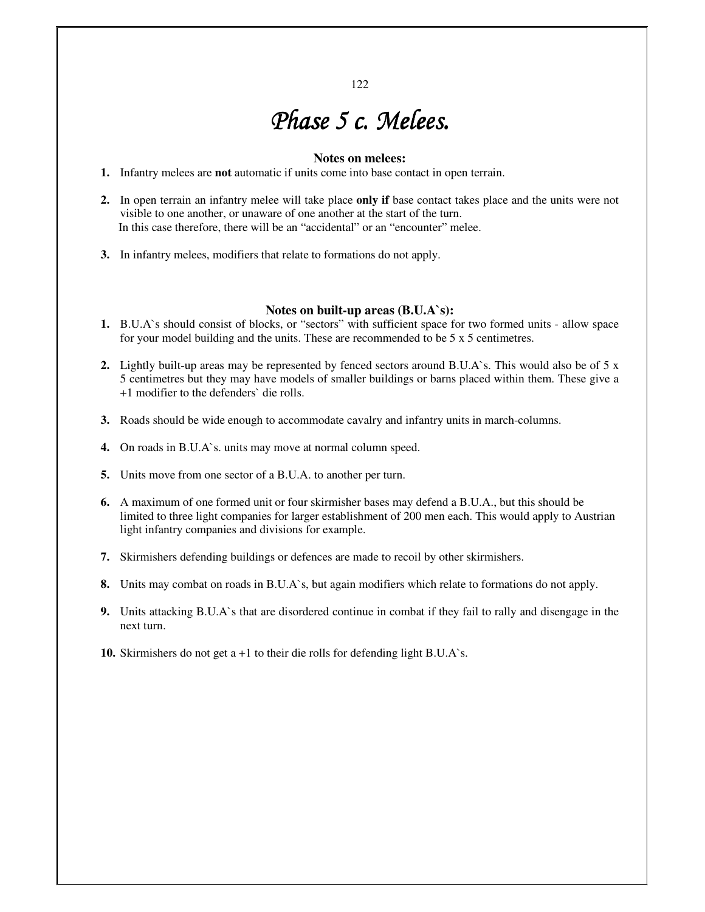# Phase 5 c. Melees.

**Notes on melees:**

1. Infantry melees are **not** automatic if units come into base contact in open terrain.

2. In open terrain an infantry melee will take place **only if** base contact takes place and the units were not visible to one another, or unaware of one another at the start of the turn.
   In this case therefore, there will be an "accidental" or an "encounter" melee.

3. In infantry melees, modifiers that relate to formations do not apply.

**Notes on built-up areas (B.U.A`s):**

1. B.U.A`s should consist of blocks, or "sectors" with sufficient space for two formed units - allow space for your model building and the units. These are recommended to be 5 x 5 centimetres.

2. Lightly built-up areas may be represented by fenced sectors around B.U.A`s. This would also be of 5 x 5 centimetres but they may have models of smaller buildings or barns placed within them. These give a +1 modifier to the defenders` die rolls.

3. Roads should be wide enough to accommodate cavalry and infantry units in march-columns.

4. On roads in B.U.A`s. units may move at normal column speed.

5. Units move from one sector of a B.U.A. to another per turn.

6. A maximum of one formed unit or four skirmisher bases may defend a B.U.A., but this should be limited to three light companies for larger establishment of 200 men each. This would apply to Austrian light infantry companies and divisions for example.

7. Skirmishers defending buildings or defences are made to recoil by other skirmishers.

8. Units may combat on roads in B.U.A`s, but again modifiers which relate to formations do not apply.

9. Units attacking B.U.A`s that are disordered continue in combat if they fail to rally and disengage in the next turn.

10. Skirmishers do not get a +1 to their die rolls for defending light B.U.A`s.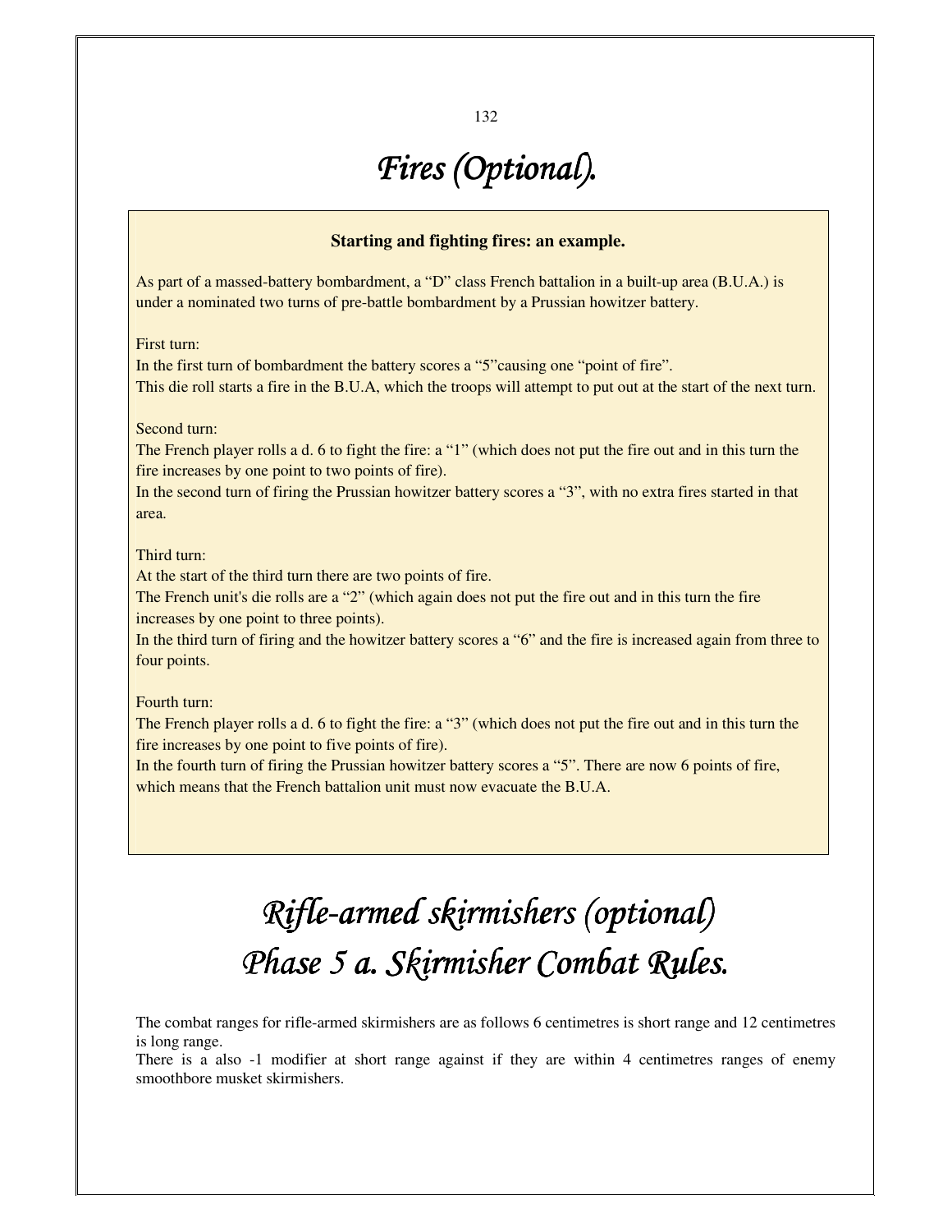# *Fires (Optional).*

**Starting and fighting fires: an example.**

As part of a massed-battery bombardment, a "D" class French battalion in a built-up area (B.U.A.) is under a nominated two turns of pre-battle bombardment by a Prussian howitzer battery.

First turn:
In the first turn of bombardment the battery scores a "5"causing one "point of fire".
This die roll starts a fire in the B.U.A, which the troops will attempt to put out at the start of the next turn.

Second turn:
The French player rolls a d. 6 to fight the fire: a "1" (which does not put the fire out and in this turn the fire increases by one point to two points of fire).
In the second turn of firing the Prussian howitzer battery scores a "3", with no extra fires started in that area.

Third turn:
At the start of the third turn there are two points of fire.
The French unit's die rolls are a "2" (which again does not put the fire out and in this turn the fire increases by one point to three points).
In the third turn of firing and the howitzer battery scores a "6" and the fire is increased again from three to four points.

Fourth turn:
The French player rolls a d. 6 to fight the fire: a "3" (which does not put the fire out and in this turn the fire increases by one point to five points of fire).
In the fourth turn of firing the Prussian howitzer battery scores a "5". There are now 6 points of fire, which means that the French battalion unit must now evacuate the B.U.A.

# *Rifle-armed skirmishers (optional)*
# *Phase 5 a. Skirmisher Combat Rules.*

The combat ranges for rifle-armed skirmishers are as follows 6 centimetres is short range and 12 centimetres is long range.
There is a also -1 modifier at short range against if they are within 4 centimetres ranges of enemy smoothbore musket skirmishers.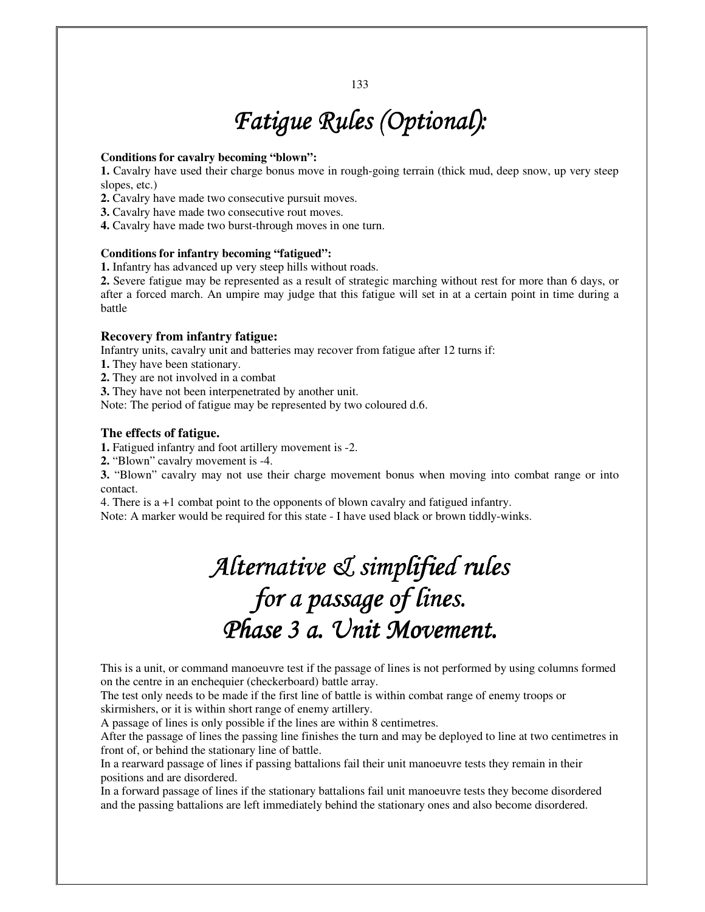# Fatigue Rules (Optional):

**Conditions for cavalry becoming "blown":**

**1.** Cavalry have used their charge bonus move in rough-going terrain (thick mud, deep snow, up very steep slopes, etc.)

**2.** Cavalry have made two consecutive pursuit moves.

**3.** Cavalry have made two consecutive rout moves.

**4.** Cavalry have made two burst-through moves in one turn.

**Conditions for infantry becoming "fatigued":**

**1.** Infantry has advanced up very steep hills without roads.

**2.** Severe fatigue may be represented as a result of strategic marching without rest for more than 6 days, or after a forced march. An umpire may judge that this fatigue will set in at a certain point in time during a battle

### Recovery from infantry fatigue:

Infantry units, cavalry unit and batteries may recover from fatigue after 12 turns if:

**1.** They have been stationary.

**2.** They are not involved in a combat

**3.** They have not been interpenetrated by another unit.

Note: The period of fatigue may be represented by two coloured d.6.

### The effects of fatigue.

**1.** Fatigued infantry and foot artillery movement is -2.

**2.** "Blown" cavalry movement is -4.

**3.** "Blown" cavalry may not use their charge movement bonus when moving into combat range or into contact.

4. There is a +1 combat point to the opponents of blown cavalry and fatigued infantry.

Note: A marker would be required for this state - I have used black or brown tiddly-winks.

# Alternative & simplified rules for a passage of lines. Phase 3 a. Unit Movement.

This is a unit, or command manoeuvre test if the passage of lines is not performed by using columns formed on the centre in an enchequier (checkerboard) battle array.

The test only needs to be made if the first line of battle is within combat range of enemy troops or skirmishers, or it is within short range of enemy artillery.

A passage of lines is only possible if the lines are within 8 centimetres.

After the passage of lines the passing line finishes the turn and may be deployed to line at two centimetres in front of, or behind the stationary line of battle.

In a rearward passage of lines if passing battalions fail their unit manoeuvre tests they remain in their positions and are disordered.

In a forward passage of lines if the stationary battalions fail unit manoeuvre tests they become disordered and the passing battalions are left immediately behind the stationary ones and also become disordered.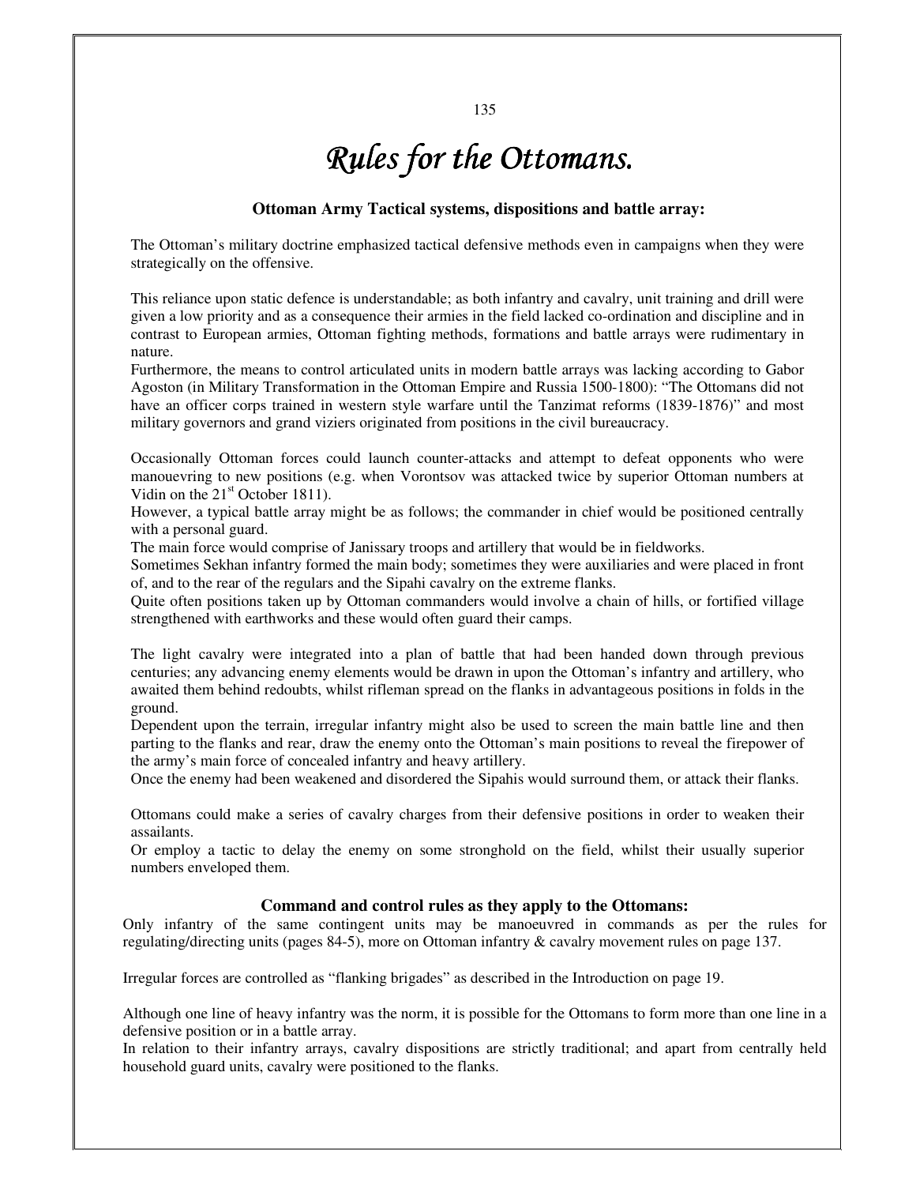# *Rules for the Ottomans.*

### Ottoman Army Tactical systems, dispositions and battle array:

The Ottoman's military doctrine emphasized tactical defensive methods even in campaigns when they were strategically on the offensive.

This reliance upon static defence is understandable; as both infantry and cavalry, unit training and drill were given a low priority and as a consequence their armies in the field lacked co-ordination and discipline and in contrast to European armies, Ottoman fighting methods, formations and battle arrays were rudimentary in nature.
Furthermore, the means to control articulated units in modern battle arrays was lacking according to Gabor Agoston (in Military Transformation in the Ottoman Empire and Russia 1500-1800): "The Ottomans did not have an officer corps trained in western style warfare until the Tanzimat reforms (1839-1876)" and most military governors and grand viziers originated from positions in the civil bureaucracy.

Occasionally Ottoman forces could launch counter-attacks and attempt to defeat opponents who were manouevring to new positions (e.g. when Vorontsov was attacked twice by superior Ottoman numbers at Vidin on the 21st October 1811).
However, a typical battle array might be as follows; the commander in chief would be positioned centrally with a personal guard.
The main force would comprise of Janissary troops and artillery that would be in fieldworks.
Sometimes Sekhan infantry formed the main body; sometimes they were auxiliaries and were placed in front of, and to the rear of the regulars and the Sipahi cavalry on the extreme flanks.
Quite often positions taken up by Ottoman commanders would involve a chain of hills, or fortified village strengthened with earthworks and these would often guard their camps.

The light cavalry were integrated into a plan of battle that had been handed down through previous centuries; any advancing enemy elements would be drawn in upon the Ottoman's infantry and artillery, who awaited them behind redoubts, whilst rifleman spread on the flanks in advantageous positions in folds in the ground.
Dependent upon the terrain, irregular infantry might also be used to screen the main battle line and then parting to the flanks and rear, draw the enemy onto the Ottoman's main positions to reveal the firepower of the army's main force of concealed infantry and heavy artillery.
Once the enemy had been weakened and disordered the Sipahis would surround them, or attack their flanks.

Ottomans could make a series of cavalry charges from their defensive positions in order to weaken their assailants.
Or employ a tactic to delay the enemy on some stronghold on the field, whilst their usually superior numbers enveloped them.

### Command and control rules as they apply to the Ottomans:

Only infantry of the same contingent units may be manoeuvred in commands as per the rules for regulating/directing units (pages 84-5), more on Ottoman infantry & cavalry movement rules on page 137.

Irregular forces are controlled as "flanking brigades" as described in the Introduction on page 19.

Although one line of heavy infantry was the norm, it is possible for the Ottomans to form more than one line in a defensive position or in a battle array.
In relation to their infantry arrays, cavalry dispositions are strictly traditional; and apart from centrally held household guard units, cavalry were positioned to the flanks.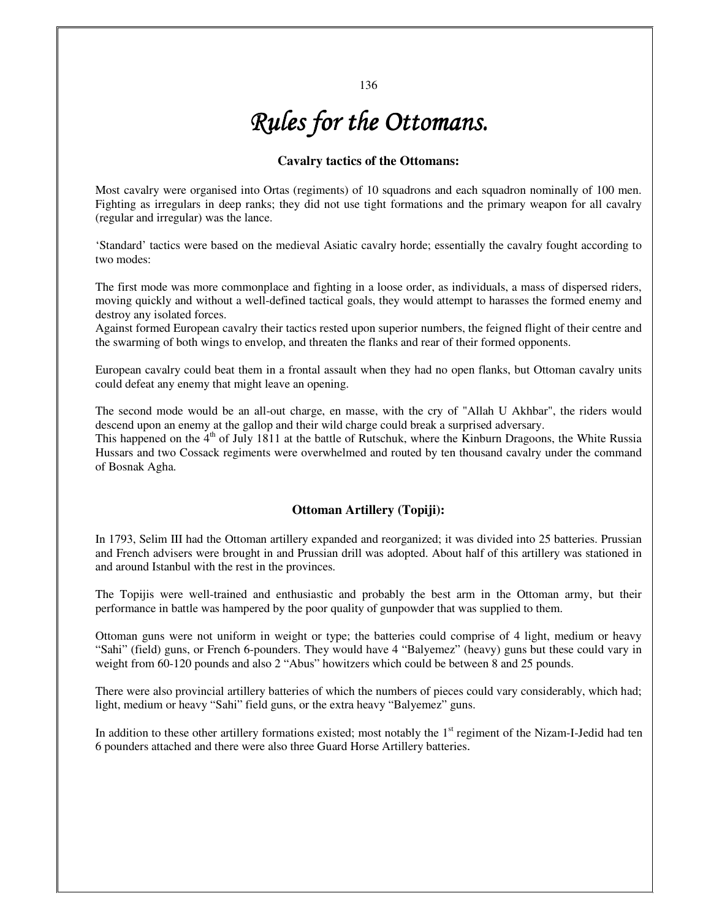# *Rules for the Ottomans.*

### Cavalry tactics of the Ottomans:

Most cavalry were organised into Ortas (regiments) of 10 squadrons and each squadron nominally of 100 men. Fighting as irregulars in deep ranks; they did not use tight formations and the primary weapon for all cavalry (regular and irregular) was the lance.

'Standard' tactics were based on the medieval Asiatic cavalry horde; essentially the cavalry fought according to two modes:

The first mode was more commonplace and fighting in a loose order, as individuals, a mass of dispersed riders, moving quickly and without a well-defined tactical goals, they would attempt to harasses the formed enemy and destroy any isolated forces.
Against formed European cavalry their tactics rested upon superior numbers, the feigned flight of their centre and the swarming of both wings to envelop, and threaten the flanks and rear of their formed opponents.

European cavalry could beat them in a frontal assault when they had no open flanks, but Ottoman cavalry units could defeat any enemy that might leave an opening.

The second mode would be an all-out charge, en masse, with the cry of "Allah U Akhbar", the riders would descend upon an enemy at the gallop and their wild charge could break a surprised adversary.
This happened on the 4th of July 1811 at the battle of Rutschuk, where the Kinburn Dragoons, the White Russia Hussars and two Cossack regiments were overwhelmed and routed by ten thousand cavalry under the command of Bosnak Agha.

### Ottoman Artillery (Topiji):

In 1793, Selim III had the Ottoman artillery expanded and reorganized; it was divided into 25 batteries. Prussian and French advisers were brought in and Prussian drill was adopted. About half of this artillery was stationed in and around Istanbul with the rest in the provinces.

The Topijis were well-trained and enthusiastic and probably the best arm in the Ottoman army, but their performance in battle was hampered by the poor quality of gunpowder that was supplied to them.

Ottoman guns were not uniform in weight or type; the batteries could comprise of 4 light, medium or heavy "Sahi" (field) guns, or French 6-pounders. They would have 4 "Balyemez" (heavy) guns but these could vary in weight from 60-120 pounds and also 2 "Abus" howitzers which could be between 8 and 25 pounds.

There were also provincial artillery batteries of which the numbers of pieces could vary considerably, which had; light, medium or heavy "Sahi" field guns, or the extra heavy "Balyemez" guns.

In addition to these other artillery formations existed; most notably the 1st regiment of the Nizam-I-Jedid had ten 6 pounders attached and there were also three Guard Horse Artillery batteries.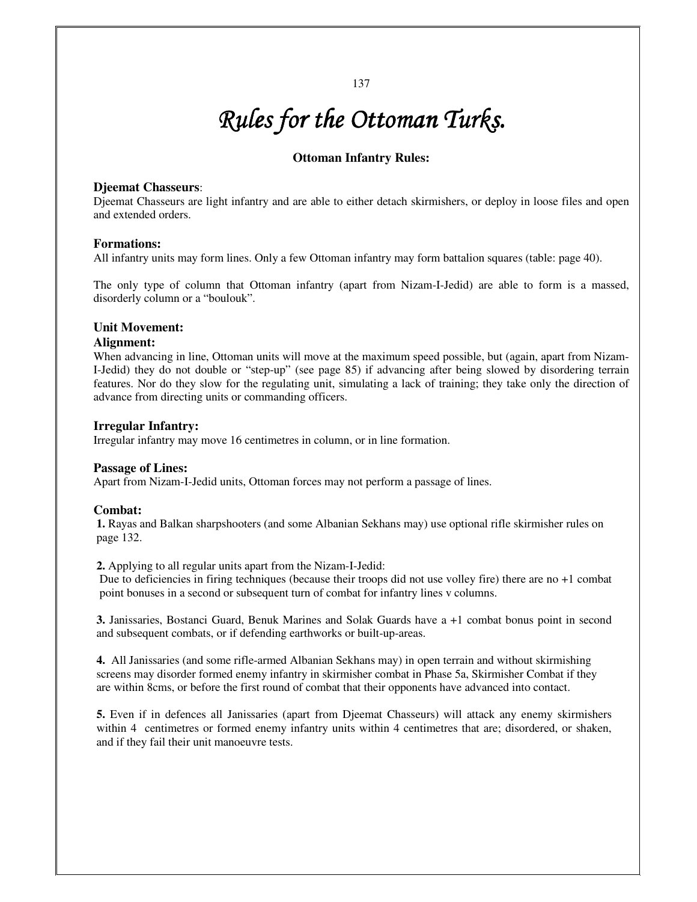# *Rules for the Ottoman Turks.*

## Ottoman Infantry Rules:

### Djeemat Chasseurs:

Djeemat Chasseurs are light infantry and are able to either detach skirmishers, or deploy in loose files and open and extended orders.

### Formations:

All infantry units may form lines. Only a few Ottoman infantry may form battalion squares (table: page 40).

The only type of column that Ottoman infantry (apart from Nizam-I-Jedid) are able to form is a massed, disorderly column or a "boulouk".

### Unit Movement:

### Alignment:

When advancing in line, Ottoman units will move at the maximum speed possible, but (again, apart from Nizam-I-Jedid) they do not double or "step-up" (see page 85) if advancing after being slowed by disordering terrain features. Nor do they slow for the regulating unit, simulating a lack of training; they take only the direction of advance from directing units or commanding officers.

### Irregular Infantry:

Irregular infantry may move 16 centimetres in column, or in line formation.

### Passage of Lines:

Apart from Nizam-I-Jedid units, Ottoman forces may not perform a passage of lines.

### Combat:

**1.** Rayas and Balkan sharpshooters (and some Albanian Sekhans may) use optional rifle skirmisher rules on page 132.

**2.** Applying to all regular units apart from the Nizam-I-Jedid:
Due to deficiencies in firing techniques (because their troops did not use volley fire) there are no +1 combat point bonuses in a second or subsequent turn of combat for infantry lines v columns.

**3.** Janissaries, Bostanci Guard, Benuk Marines and Solak Guards have a +1 combat bonus point in second and subsequent combats, or if defending earthworks or built-up-areas.

**4.** All Janissaries (and some rifle-armed Albanian Sekhans may) in open terrain and without skirmishing screens may disorder formed enemy infantry in skirmisher combat in Phase 5a, Skirmisher Combat if they are within 8cms, or before the first round of combat that their opponents have advanced into contact.

**5.** Even if in defences all Janissaries (apart from Djeemat Chasseurs) will attack any enemy skirmishers within 4 centimetres or formed enemy infantry units within 4 centimetres that are; disordered, or shaken, and if they fail their unit manoeuvre tests.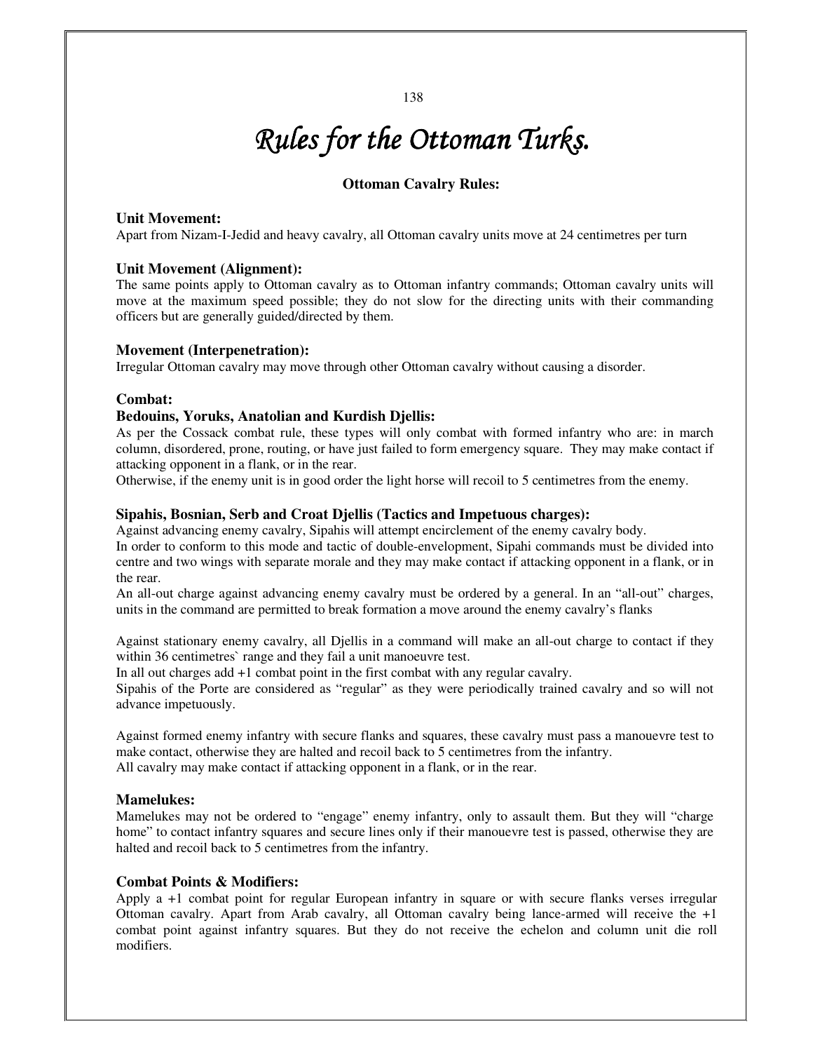# *Rules for the Ottoman Turks.*

## Ottoman Cavalry Rules:

### Unit Movement:

Apart from Nizam-I-Jedid and heavy cavalry, all Ottoman cavalry units move at 24 centimetres per turn

### Unit Movement (Alignment):

The same points apply to Ottoman cavalry as to Ottoman infantry commands; Ottoman cavalry units will move at the maximum speed possible; they do not slow for the directing units with their commanding officers but are generally guided/directed by them.

### Movement (Interpenetration):

Irregular Ottoman cavalry may move through other Ottoman cavalry without causing a disorder.

### Combat:

#### Bedouins, Yoruks, Anatolian and Kurdish Djellis:

As per the Cossack combat rule, these types will only combat with formed infantry who are: in march column, disordered, prone, routing, or have just failed to form emergency square. They may make contact if attacking opponent in a flank, or in the rear.

Otherwise, if the enemy unit is in good order the light horse will recoil to 5 centimetres from the enemy.

#### Sipahis, Bosnian, Serb and Croat Djellis (Tactics and Impetuous charges):

Against advancing enemy cavalry, Sipahis will attempt encirclement of the enemy cavalry body.

In order to conform to this mode and tactic of double-envelopment, Sipahi commands must be divided into centre and two wings with separate morale and they may make contact if attacking opponent in a flank, or in the rear.

An all-out charge against advancing enemy cavalry must be ordered by a general. In an "all-out" charges, units in the command are permitted to break formation a move around the enemy cavalry's flanks

Against stationary enemy cavalry, all Djellis in a command will make an all-out charge to contact if they within 36 centimetres` range and they fail a unit manoeuvre test.

In all out charges add +1 combat point in the first combat with any regular cavalry.

Sipahis of the Porte are considered as "regular" as they were periodically trained cavalry and so will not advance impetuously.

Against formed enemy infantry with secure flanks and squares, these cavalry must pass a manouevre test to make contact, otherwise they are halted and recoil back to 5 centimetres from the infantry.

All cavalry may make contact if attacking opponent in a flank, or in the rear.

### Mamelukes:

Mamelukes may not be ordered to "engage" enemy infantry, only to assault them. But they will "charge home" to contact infantry squares and secure lines only if their manouevre test is passed, otherwise they are halted and recoil back to 5 centimetres from the infantry.

### Combat Points & Modifiers:

Apply a +1 combat point for regular European infantry in square or with secure flanks verses irregular Ottoman cavalry. Apart from Arab cavalry, all Ottoman cavalry being lance-armed will receive the +1 combat point against infantry squares. But they do not receive the echelon and column unit die roll modifiers.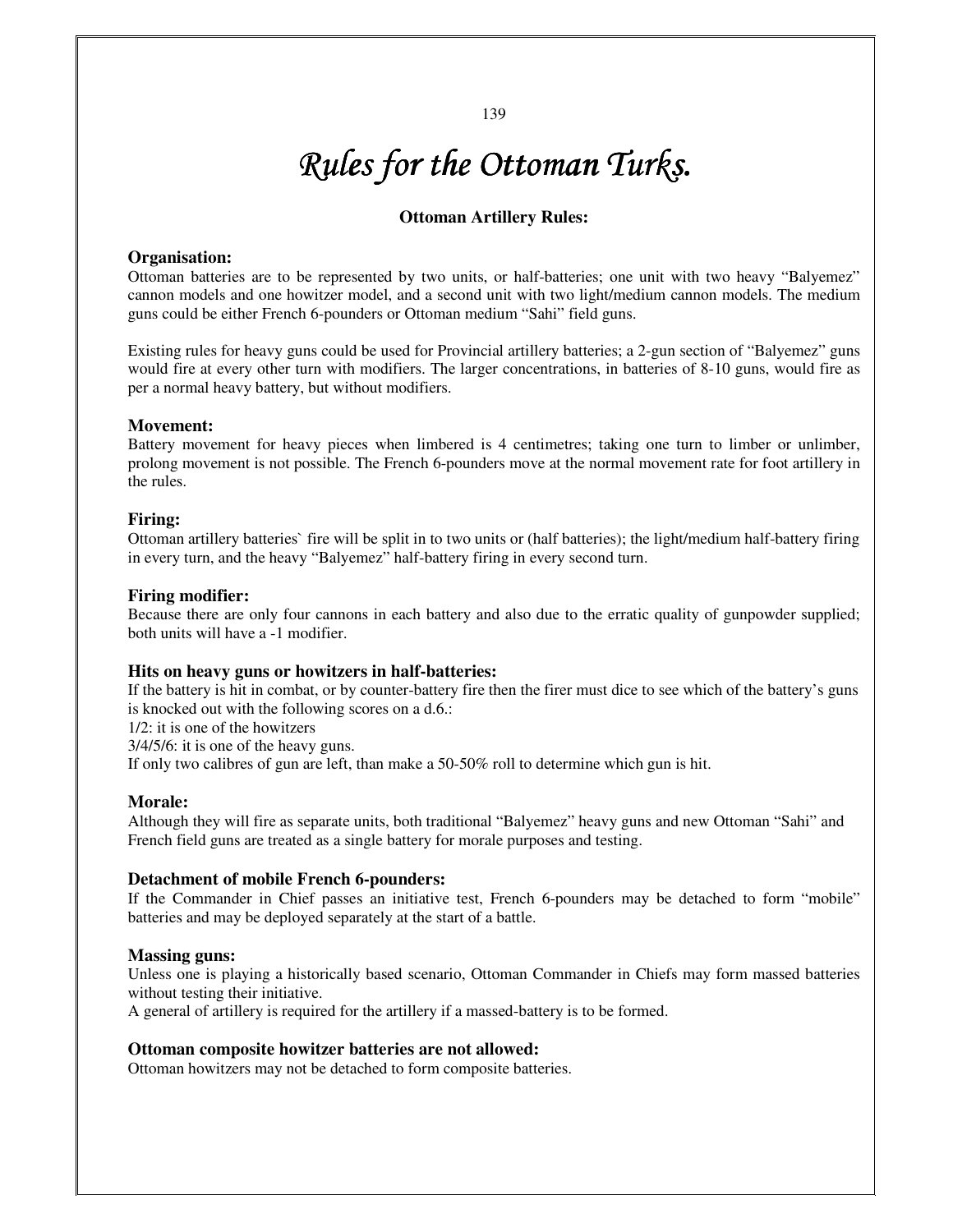# *Rules for the Ottoman Turks.*

## Ottoman Artillery Rules:

### Organisation:

Ottoman batteries are to be represented by two units, or half-batteries; one unit with two heavy "Balyemez" cannon models and one howitzer model, and a second unit with two light/medium cannon models. The medium guns could be either French 6-pounders or Ottoman medium "Sahi" field guns.

Existing rules for heavy guns could be used for Provincial artillery batteries; a 2-gun section of "Balyemez" guns would fire at every other turn with modifiers. The larger concentrations, in batteries of 8-10 guns, would fire as per a normal heavy battery, but without modifiers.

### Movement:

Battery movement for heavy pieces when limbered is 4 centimetres; taking one turn to limber or unlimber, prolong movement is not possible. The French 6-pounders move at the normal movement rate for foot artillery in the rules.

### Firing:

Ottoman artillery batteries` fire will be split in to two units or (half batteries); the light/medium half-battery firing in every turn, and the heavy "Balyemez" half-battery firing in every second turn.

### Firing modifier:

Because there are only four cannons in each battery and also due to the erratic quality of gunpowder supplied; both units will have a -1 modifier.

### Hits on heavy guns or howitzers in half-batteries:

If the battery is hit in combat, or by counter-battery fire then the firer must dice to see which of the battery's guns is knocked out with the following scores on a d.6.:
1/2: it is one of the howitzers
3/4/5/6: it is one of the heavy guns.
If only two calibres of gun are left, than make a 50-50% roll to determine which gun is hit.

### Morale:

Although they will fire as separate units, both traditional "Balyemez" heavy guns and new Ottoman "Sahi" and French field guns are treated as a single battery for morale purposes and testing.

### Detachment of mobile French 6-pounders:

If the Commander in Chief passes an initiative test, French 6-pounders may be detached to form "mobile" batteries and may be deployed separately at the start of a battle.

### Massing guns:

Unless one is playing a historically based scenario, Ottoman Commander in Chiefs may form massed batteries without testing their initiative.
A general of artillery is required for the artillery if a massed-battery is to be formed.

### Ottoman composite howitzer batteries are not allowed:

Ottoman howitzers may not be detached to form composite batteries.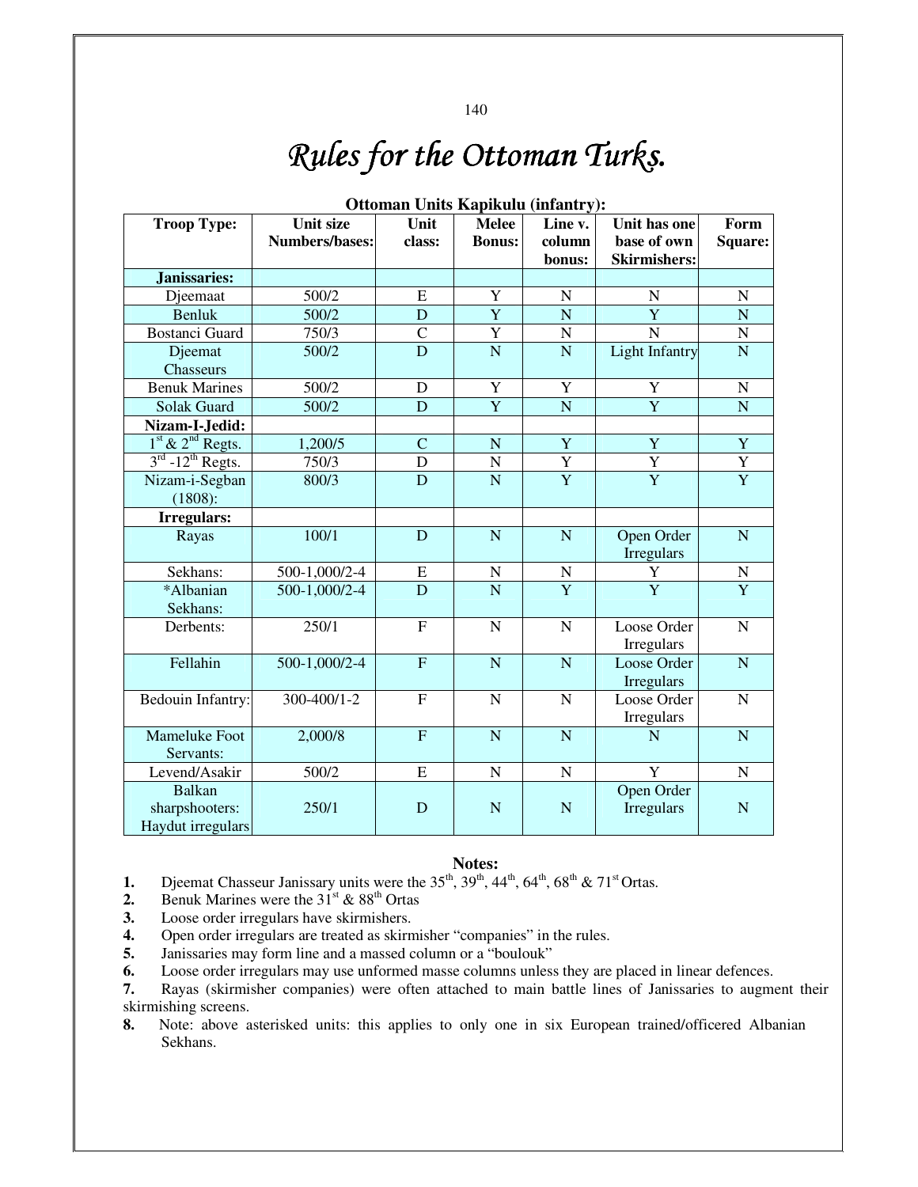# *Rules for the Ottoman Turks.*

**Ottoman Units Kapikulu (infantry):**

| Troop Type: | Unit size Numbers/bases: | Unit class: | Melee Bonus: | Line v. column bonus: | Unit has one base of own Skirmishers: | Form Square: |
|---|---|---|---|---|---|---|
| **Janissaries:** | | | | | | |
| Djeemaat | 500/2 | E | Y | N | N | N |
| Benluk | 500/2 | D | Y | N | Y | N |
| Bostanci Guard | 750/3 | C | Y | N | N | N |
| Djeemat Chasseurs | 500/2 | D | N | N | Light Infantry | N |
| Benuk Marines | 500/2 | D | Y | Y | Y | N |
| Solak Guard | 500/2 | D | Y | N | Y | N |
| **Nizam-I-Jedid:** | | | | | | |
| 1st & 2nd Regts. | 1,200/5 | C | N | Y | Y | Y |
| 3rd -12th Regts. | 750/3 | D | N | Y | Y | Y |
| Nizam-i-Segban (1808): | 800/3 | D | N | Y | Y | Y |
| **Irregulars:** | | | | | | |
| Rayas | 100/1 | D | N | N | Open Order Irregulars | N |
| Sekhans: | 500-1,000/2-4 | E | N | N | Y | N |
| *Albanian Sekhans: | 500-1,000/2-4 | D | N | Y | Y | Y |
| Derbents: | 250/1 | F | N | N | Loose Order Irregulars | N |
| Fellahin | 500-1,000/2-4 | F | N | N | Loose Order Irregulars | N |
| Bedouin Infantry: | 300-400/1-2 | F | N | N | Loose Order Irregulars | N |
| Mameluke Foot Servants: | 2,000/8 | F | N | N | N | N |
| Levend/Asakir | 500/2 | E | N | N | Y | N |
| Balkan sharpshooters: Haydut irregulars | 250/1 | D | N | N | Open Order Irregulars | N |

**Notes:**

1. Djeemat Chasseur Janissary units were the 35th, 39th, 44th, 64th, 68th & 71st Ortas.
2. Benuk Marines were the 31st & 88th Ortas
3. Loose order irregulars have skirmishers.
4. Open order irregulars are treated as skirmisher "companies" in the rules.
5. Janissaries may form line and a massed column or a "boulouk"
6. Loose order irregulars may use unformed masse columns unless they are placed in linear defences.
7. Rayas (skirmisher companies) were often attached to main battle lines of Janissaries to augment their skirmishing screens.
8. Note: above asterisked units: this applies to only one in six European trained/officered Albanian Sekhans.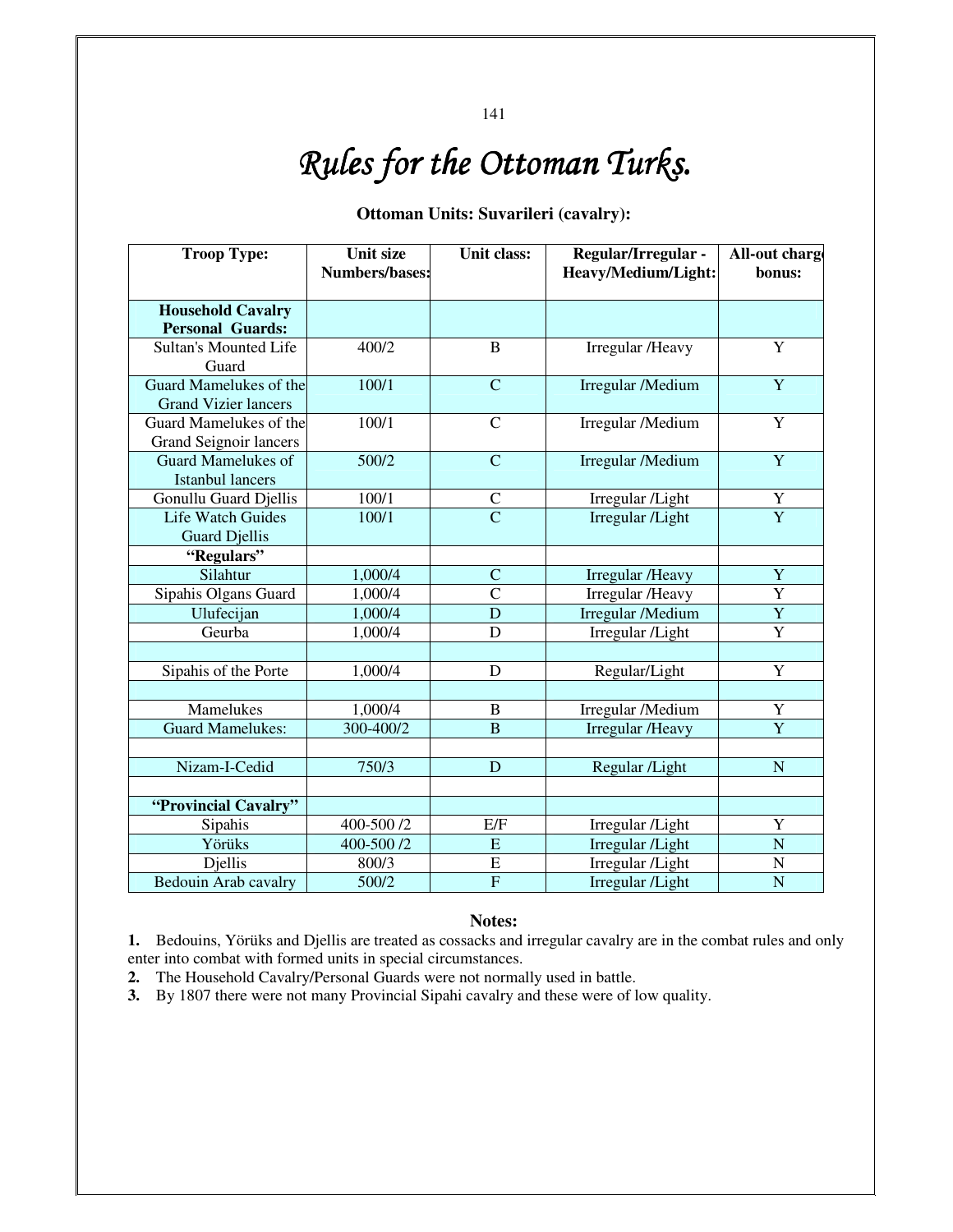# *Rules for the Ottoman Turks.*

**Ottoman Units: Suvarileri (cavalry):**

| Troop Type: | Unit size Numbers/bases: | Unit class: | Regular/Irregular - Heavy/Medium/Light: | All-out charge bonus: |
|---|---|---|---|---|
| **Household Cavalry Personal Guards:** | | | | |
| Sultan's Mounted Life Guard | 400/2 | B | Irregular /Heavy | Y |
| Guard Mamelukes of the Grand Vizier lancers | 100/1 | C | Irregular /Medium | Y |
| Guard Mamelukes of the Grand Seignoir lancers | 100/1 | C | Irregular /Medium | Y |
| Guard Mamelukes of Istanbul lancers | 500/2 | C | Irregular /Medium | Y |
| Gonullu Guard Djellis | 100/1 | C | Irregular /Light | Y |
| Life Watch Guides Guard Djellis | 100/1 | C | Irregular /Light | Y |
| **"Regulars"** | | | | |
| Silahtur | 1,000/4 | C | Irregular /Heavy | Y |
| Sipahis Olgans Guard | 1,000/4 | C | Irregular /Heavy | Y |
| Ulufecijan | 1,000/4 | D | Irregular /Medium | Y |
| Geurba | 1,000/4 | D | Irregular /Light | Y |
| | | | | |
| Sipahis of the Porte | 1,000/4 | D | Regular/Light | Y |
| | | | | |
| Mamelukes | 1,000/4 | B | Irregular /Medium | Y |
| Guard Mamelukes: | 300-400/2 | B | Irregular /Heavy | Y |
| | | | | |
| Nizam-I-Cedid | 750/3 | D | Regular /Light | N |
| | | | | |
| **"Provincial Cavalry"** | | | | |
| Sipahis | 400-500 /2 | E/F | Irregular /Light | Y |
| Yörüks | 400-500 /2 | E | Irregular /Light | N |
| Djellis | 800/3 | E | Irregular /Light | N |
| Bedouin Arab cavalry | 500/2 | F | Irregular /Light | N |

**Notes:**

**1.** Bedouins, Yörüks and Djellis are treated as cossacks and irregular cavalry are in the combat rules and only enter into combat with formed units in special circumstances.

**2.** The Household Cavalry/Personal Guards were not normally used in battle.

**3.** By 1807 there were not many Provincial Sipahi cavalry and these were of low quality.